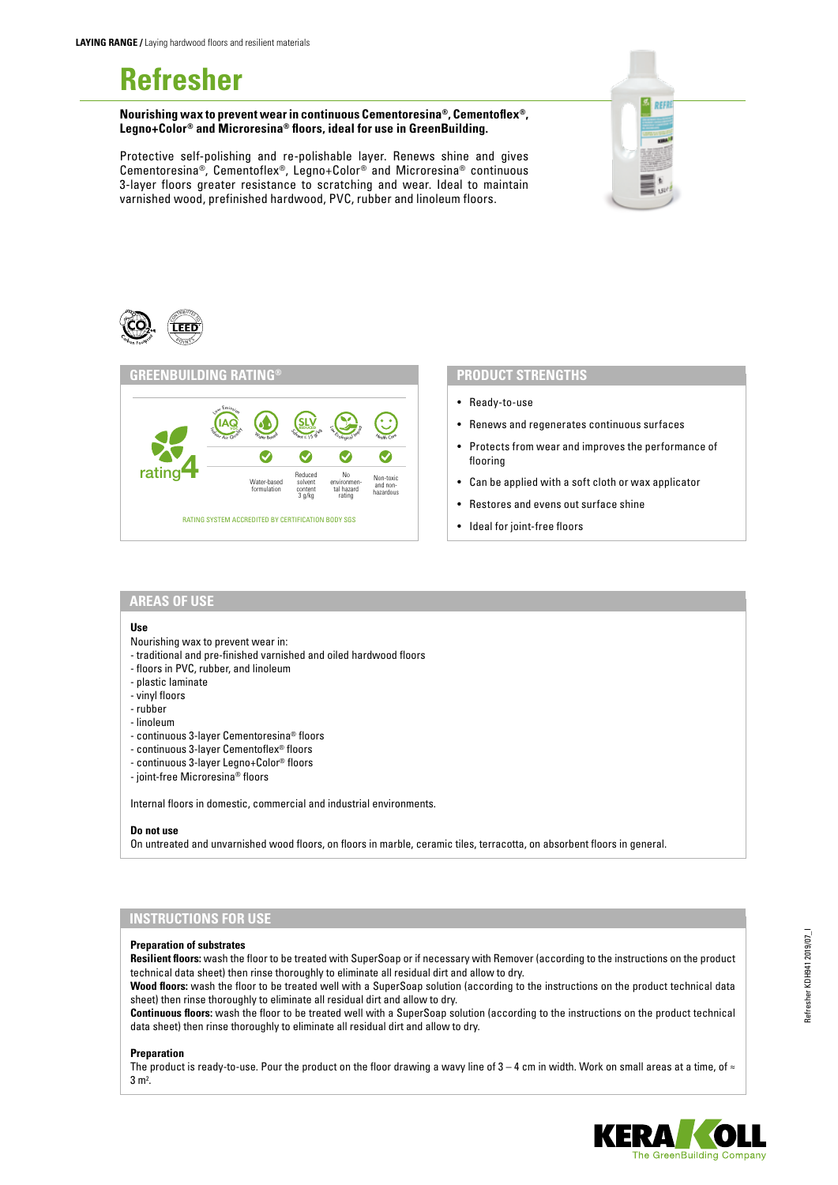**LAYING RANGE /** Laying hardwood floors and resilient materials

# Refresher

**Nourishing wax to prevent wear in continuous Cementoresina®, Cementoflex®, Legno+Color® and Microresina® floors, ideal for use in GreenBuilding.**

Protective self-polishing and re-polishable layer. Renews shine and gives Cementoresina®, Cementoflex®, Legno+Color® and Microresina® continuous 3-layer floors greater resistance to scratching and wear. Ideal to maintain varnished wood, prefinished hardwood, PVC, rubber and linoleum floors.

## GREENBUILDING RATING®

rating 4

| Water-based formulation | Reduced solvent content 3 g/kg | No environmental hazard rating | Non-toxic and non-hazardous |
|---|---|---|---|
| ✓ | ✓ | ✓ | ✓ |

RATING SYSTEM ACCREDITED BY CERTIFICATION BODY SGS

## PRODUCT STRENGTHS

- Ready-to-use
- Renews and regenerates continuous surfaces
- Protects from wear and improves the performance of flooring
- Can be applied with a soft cloth or wax applicator
- Restores and evens out surface shine
- Ideal for joint-free floors

## AREAS OF USE

**Use**

Nourishing wax to prevent wear in:
- traditional and pre-finished varnished and oiled hardwood floors
- floors in PVC, rubber, and linoleum
- plastic laminate
- vinyl floors
- rubber
- linoleum
- continuous 3-layer Cementoresina® floors
- continuous 3-layer Cementoflex® floors
- continuous 3-layer Legno+Color® floors
- joint-free Microresina® floors

Internal floors in domestic, commercial and industrial environments.

**Do not use**

On untreated and unvarnished wood floors, on floors in marble, ceramic tiles, terracotta, on absorbent floors in general.

## INSTRUCTIONS FOR USE

**Preparation of substrates**

**Resilient floors:** wash the floor to be treated with SuperSoap or if necessary with Remover (according to the instructions on the product technical data sheet) then rinse thoroughly to eliminate all residual dirt and allow to dry.

**Wood floors:** wash the floor to be treated well with a SuperSoap solution (according to the instructions on the product technical data sheet) then rinse thoroughly to eliminate all residual dirt and allow to dry.

**Continuous floors:** wash the floor to be treated well with a SuperSoap solution (according to the instructions on the product technical data sheet) then rinse thoroughly to eliminate all residual dirt and allow to dry.

**Preparation**

The product is ready-to-use. Pour the product on the floor drawing a wavy line of 3 – 4 cm in width. Work on small areas at a time, of ≈ 3 m².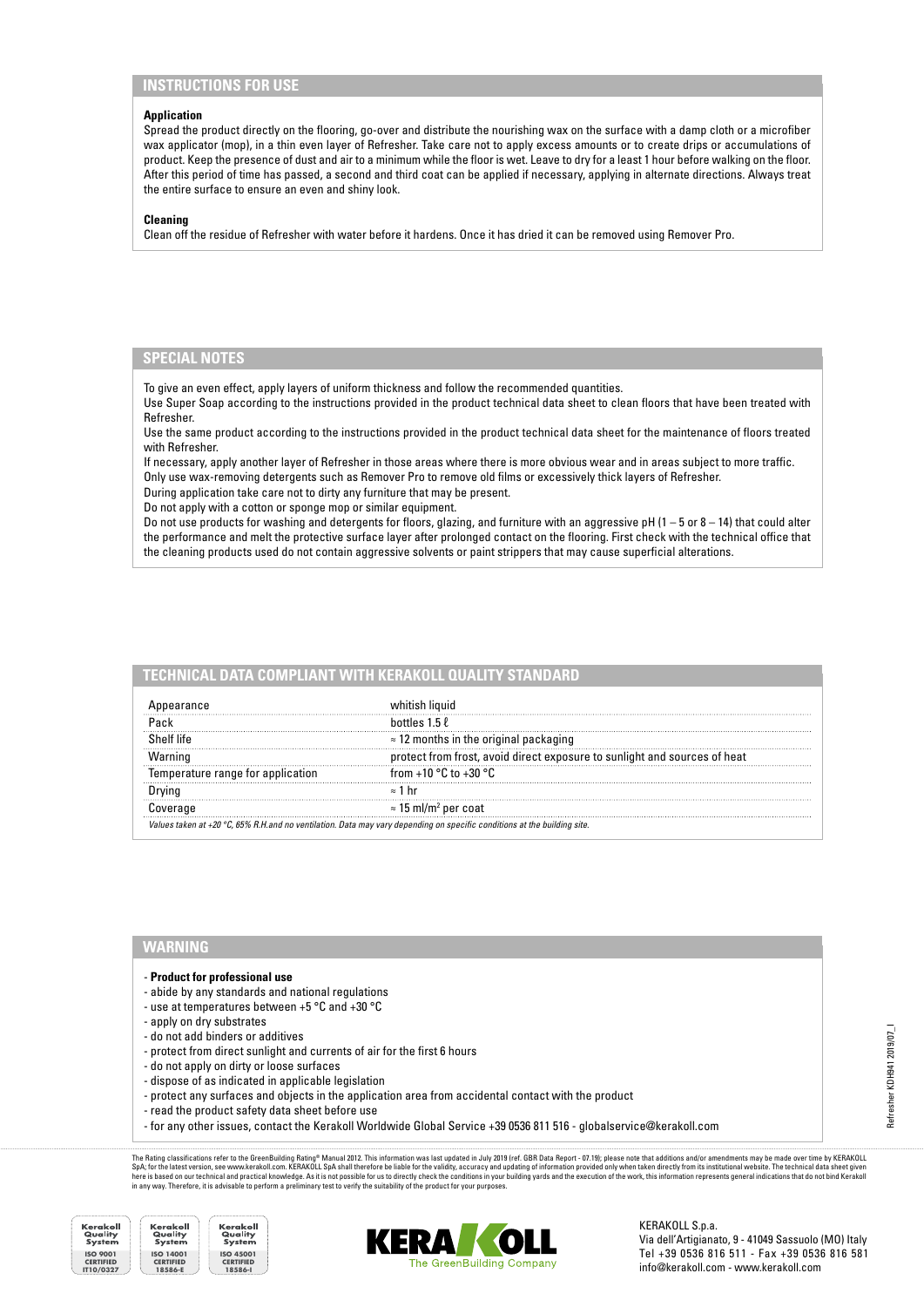## INSTRUCTIONS FOR USE

**Application**

Spread the product directly on the flooring, go-over and distribute the nourishing wax on the surface with a damp cloth or a microfiber wax applicator (mop), in a thin even layer of Refresher. Take care not to apply excess amounts or to create drips or accumulations of product. Keep the presence of dust and air to a minimum while the floor is wet. Leave to dry for a least 1 hour before walking on the floor. After this period of time has passed, a second and third coat can be applied if necessary, applying in alternate directions. Always treat the entire surface to ensure an even and shiny look.

**Cleaning**

Clean off the residue of Refresher with water before it hardens. Once it has dried it can be removed using Remover Pro.

## SPECIAL NOTES

To give an even effect, apply layers of uniform thickness and follow the recommended quantities.
Use Super Soap according to the instructions provided in the product technical data sheet to clean floors that have been treated with Refresher.
Use the same product according to the instructions provided in the product technical data sheet for the maintenance of floors treated with Refresher.
If necessary, apply another layer of Refresher in those areas where there is more obvious wear and in areas subject to more traffic.
Only use wax-removing detergents such as Remover Pro to remove old films or excessively thick layers of Refresher.
During application take care not to dirty any furniture that may be present.
Do not apply with a cotton or sponge mop or similar equipment.
Do not use products for washing and detergents for floors, glazing, and furniture with an aggressive pH (1 – 5 or 8 – 14) that could alter the performance and melt the protective surface layer after prolonged contact on the flooring. First check with the technical office that the cleaning products used do not contain aggressive solvents or paint strippers that may cause superficial alterations.

## TECHNICAL DATA COMPLIANT WITH KERAKOLL QUALITY STANDARD

| | |
|---|---|
| Appearance | whitish liquid |
| Pack | bottles 1.5 ℓ |
| Shelf life | ≈ 12 months in the original packaging |
| Warning | protect from frost, avoid direct exposure to sunlight and sources of heat |
| Temperature range for application | from +10 °C to +30 °C |
| Drying | ≈ 1 hr |
| Coverage | ≈ 15 ml/m² per coat |

*Values taken at +20 °C, 65% R.H.and no ventilation. Data may vary depending on specific conditions at the building site.*

## WARNING

- **Product for professional use**
- abide by any standards and national regulations
- use at temperatures between +5 °C and +30 °C
- apply on dry substrates
- do not add binders or additives
- protect from direct sunlight and currents of air for the first 6 hours
- do not apply on dirty or loose surfaces
- dispose of as indicated in applicable legislation
- protect any surfaces and objects in the application area from accidental contact with the product
- read the product safety data sheet before use
- for any other issues, contact the Kerakoll Worldwide Global Service +39 0536 811 516 - globalservice@kerakoll.com

The Rating classifications refer to the GreenBuilding Rating® Manual 2012. This information was last updated in July 2019 (ref. GBR Data Report - 07.19); please note that additions and/or amendments may be made over time by KERAKOLL SpA; for the latest version, see www.kerakoll.com. KERAKOLL SpA shall therefore be liable for the validity, accuracy and updating of information provided only when taken directly from its institutional website. The technical data sheet given here is based on our technical and practical knowledge. As it is not possible for us to directly check the conditions in your building yards and the execution of the work, this information represents general indications that do not bind Kerakoll in any way. Therefore, it is advisable to perform a preliminary test to verify the suitability of the product for your purposes.

Refresher KDH941 2019/07_I

Kerakoll Quality System ISO 9001 CERTIFIED IT10/0327 — Kerakoll Quality System ISO 14001 CERTIFIED 18586-E — Kerakoll Quality System ISO 45001 CERTIFIED 18586-I

KERAKOLL The GreenBuilding Company

KERAKOLL S.p.a.
Via dell'Artigianato, 9 - 41049 Sassuolo (MO) Italy
Tel +39 0536 816 511 - Fax +39 0536 816 581
info@kerakoll.com - www.kerakoll.com